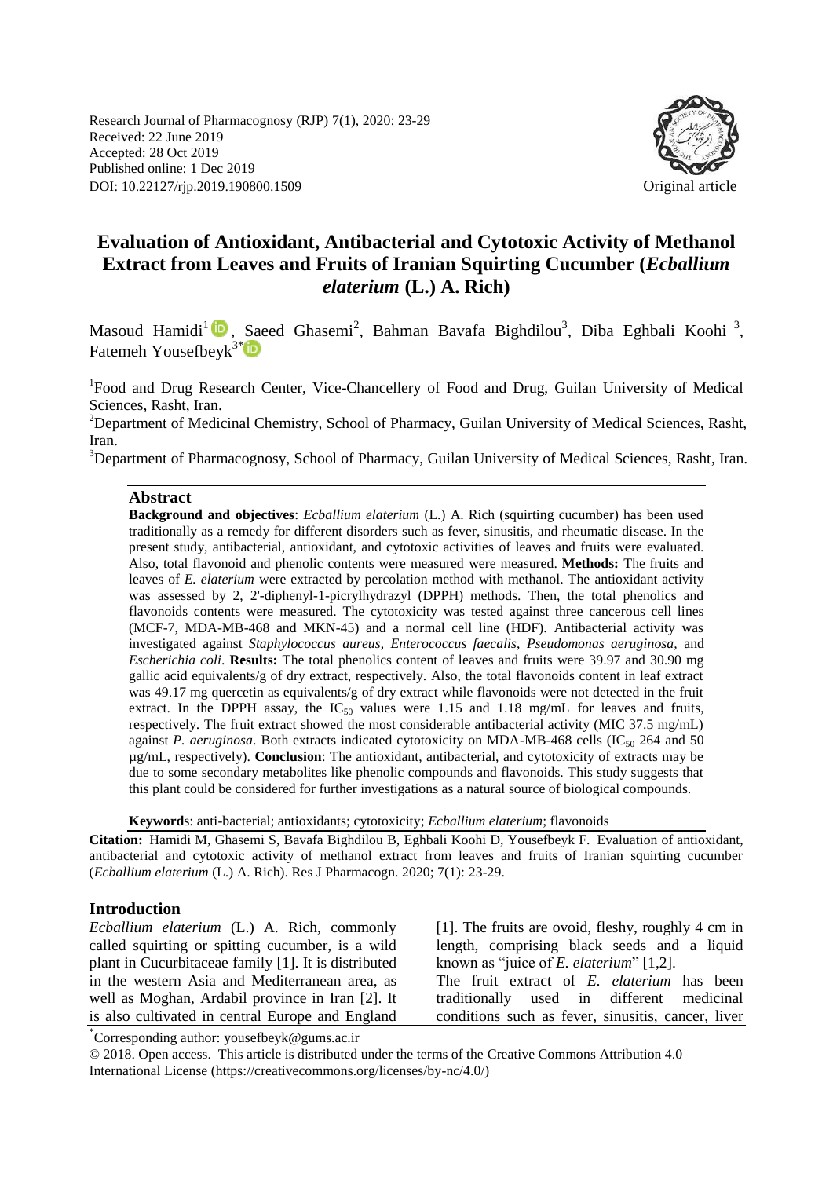Research Journal of Pharmacognosy (RJP) 7(1), 2020: 23-29
Received: 22 June 2019
Accepted: 28 Oct 2019
Published online: 1 Dec 2019
DOI: 10.22127/rjp.2019.190800.1509

Original article

# Evaluation of Antioxidant, Antibacterial and Cytotoxic Activity of Methanol Extract from Leaves and Fruits of Iranian Squirting Cucumber (*Ecballium elaterium* (L.) A. Rich)

Masoud Hamidi[1], Saeed Ghasemi[2], Bahman Bavafa Bighdilou[3], Diba Eghbali Koohi [3], Fatemeh Yousefbeyk[3*]

[1]Food and Drug Research Center, Vice-Chancellery of Food and Drug, Guilan University of Medical Sciences, Rasht, Iran.

[2]Department of Medicinal Chemistry, School of Pharmacy, Guilan University of Medical Sciences, Rasht, Iran.

[3]Department of Pharmacognosy, School of Pharmacy, Guilan University of Medical Sciences, Rasht, Iran.

## Abstract

**Background and objectives**: *Ecballium elaterium* (L.) A. Rich (squirting cucumber) has been used traditionally as a remedy for different disorders such as fever, sinusitis, and rheumatic disease. In the present study, antibacterial, antioxidant, and cytotoxic activities of leaves and fruits were evaluated. Also, total flavonoid and phenolic contents were measured were measured. **Methods:** The fruits and leaves of *E. elaterium* were extracted by percolation method with methanol. The antioxidant activity was assessed by 2, 2'-diphenyl-1-picrylhydrazyl (DPPH) methods. Then, the total phenolics and flavonoids contents were measured. The cytotoxicity was tested against three cancerous cell lines (MCF-7, MDA-MB-468 and MKN-45) and a normal cell line (HDF). Antibacterial activity was investigated against *Staphylococcus aureus*, *Enterococcus faecalis*, *Pseudomonas aeruginosa,* and *Escherichia coli*. **Results:** The total phenolics content of leaves and fruits were 39.97 and 30.90 mg gallic acid equivalents/g of dry extract, respectively. Also, the total flavonoids content in leaf extract was 49.17 mg quercetin as equivalents/g of dry extract while flavonoids were not detected in the fruit extract. In the DPPH assay, the $IC_{50}$ values were 1.15 and 1.18 mg/mL for leaves and fruits, respectively. The fruit extract showed the most considerable antibacterial activity (MIC 37.5 mg/mL) against *P. aeruginosa*. Both extracts indicated cytotoxicity on MDA-MB-468 cells ($IC_{50}$ 264 and 50 µg/mL, respectively). **Conclusion**: The antioxidant, antibacterial, and cytotoxicity of extracts may be due to some secondary metabolites like phenolic compounds and flavonoids. This study suggests that this plant could be considered for further investigations as a natural source of biological compounds.

**Keywords**: anti-bacterial; antioxidants; cytotoxicity; *Ecballium elaterium*; flavonoids

**Citation:** Hamidi M, Ghasemi S, Bavafa Bighdilou B, Eghbali Koohi D, Yousefbeyk F. Evaluation of antioxidant, antibacterial and cytotoxic activity of methanol extract from leaves and fruits of Iranian squirting cucumber (*Ecballium elaterium* (L.) A. Rich). Res J Pharmacogn. 2020; 7(1): 23-29.

## Introduction

*Ecballium elaterium* (L.) A. Rich, commonly called squirting or spitting cucumber, is a wild plant in Cucurbitaceae family [1]. It is distributed in the western Asia and Mediterranean area, as well as Moghan, Ardabil province in Iran [2]. It is also cultivated in central Europe and England [1]. The fruits are ovoid, fleshy, roughly 4 cm in length, comprising black seeds and a liquid known as "juice of *E. elaterium*" [1,2].

The fruit extract of *E. elaterium* has been traditionally used in different medicinal conditions such as fever, sinusitis, cancer, liver

*Corresponding author: yousefbeyk@gums.ac.ir

© 2018. Open access. This article is distributed under the terms of the Creative Commons Attribution 4.0 International License (https://creativecommons.org/licenses/by-nc/4.0/)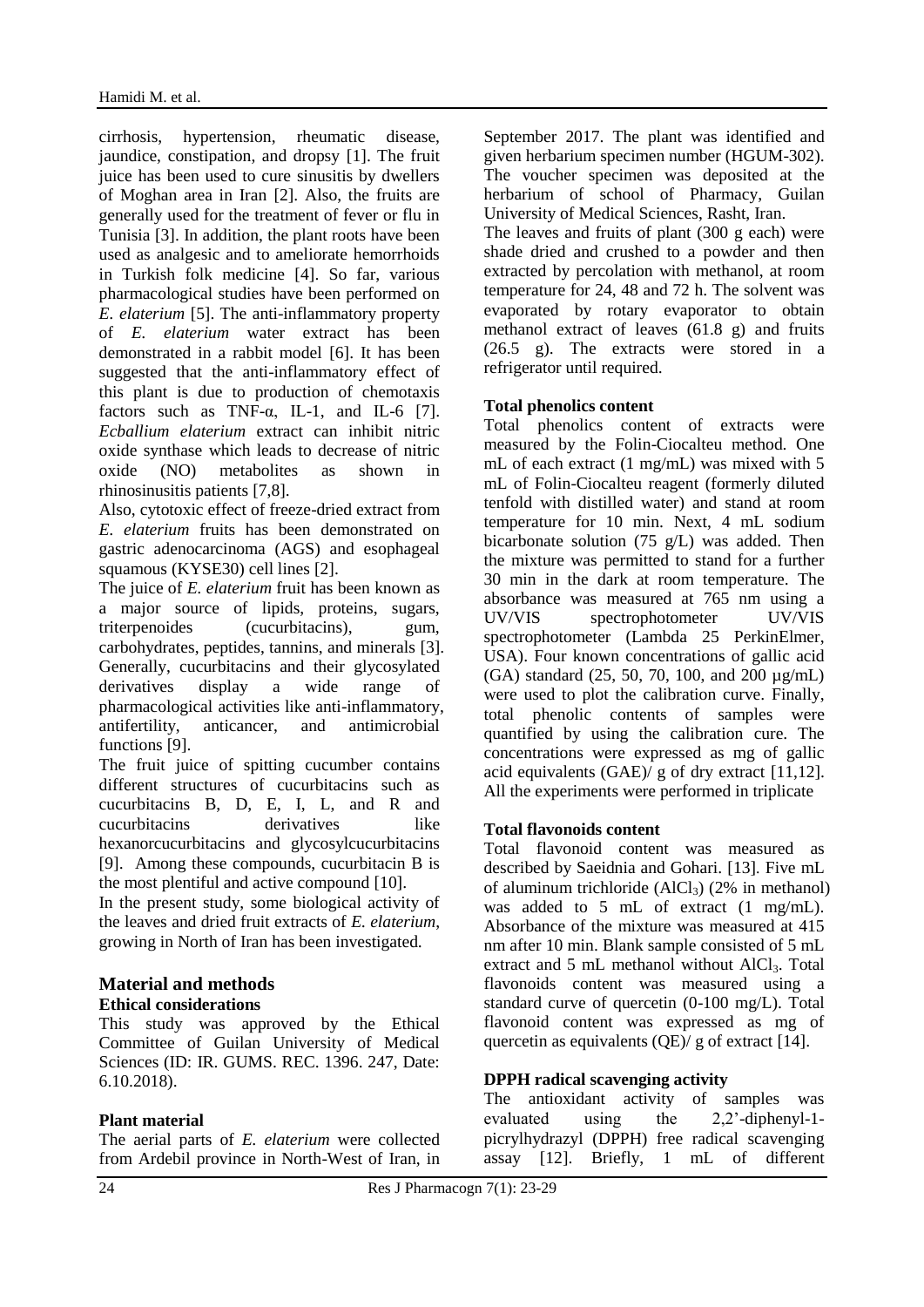cirrhosis, hypertension, rheumatic disease, jaundice, constipation, and dropsy [1]. The fruit juice has been used to cure sinusitis by dwellers of Moghan area in Iran [2]. Also, the fruits are generally used for the treatment of fever or flu in Tunisia [3]. In addition, the plant roots have been used as analgesic and to ameliorate hemorrhoids in Turkish folk medicine [4]. So far, various pharmacological studies have been performed on *E. elaterium* [5]. The anti-inflammatory property of *E. elaterium* water extract has been demonstrated in a rabbit model [6]. It has been suggested that the anti-inflammatory effect of this plant is due to production of chemotaxis factors such as TNF-α, IL-1, and IL-6 [7]. *Ecballium elaterium* extract can inhibit nitric oxide synthase which leads to decrease of nitric oxide (NO) metabolites as shown in rhinosinusitis patients [7,8].

Also, cytotoxic effect of freeze-dried extract from *E. elaterium* fruits has been demonstrated on gastric adenocarcinoma (AGS) and esophageal squamous (KYSE30) cell lines [2].

The juice of *E. elaterium* fruit has been known as a major source of lipids, proteins, sugars, triterpenoides (cucurbitacins), gum, carbohydrates, peptides, tannins, and minerals [3]. Generally, cucurbitacins and their glycosylated derivatives display a wide range of pharmacological activities like anti-inflammatory, antifertility, anticancer, and antimicrobial functions [9].

The fruit juice of spitting cucumber contains different structures of cucurbitacins such as cucurbitacins B, D, E, I, L, and R and cucurbitacins derivatives like hexanorcucurbitacins and glycosylcucurbitacins [9]. Among these compounds, cucurbitacin B is the most plentiful and active compound [10].

In the present study, some biological activity of the leaves and dried fruit extracts of *E. elaterium*, growing in North of Iran has been investigated.

## Material and methods

### Ethical considerations

This study was approved by the Ethical Committee of Guilan University of Medical Sciences (ID: IR. GUMS. REC. 1396. 247, Date: 6.10.2018).

### Plant material

The aerial parts of *E. elaterium* were collected from Ardebil province in North-West of Iran, in September 2017. The plant was identified and given herbarium specimen number (HGUM-302). The voucher specimen was deposited at the herbarium of school of Pharmacy, Guilan University of Medical Sciences, Rasht, Iran.

The leaves and fruits of plant (300 g each) were shade dried and crushed to a powder and then extracted by percolation with methanol, at room temperature for 24, 48 and 72 h. The solvent was evaporated by rotary evaporator to obtain methanol extract of leaves (61.8 g) and fruits (26.5 g). The extracts were stored in a refrigerator until required.

### Total phenolics content

Total phenolics content of extracts were measured by the Folin-Ciocalteu method. One mL of each extract (1 mg/mL) was mixed with 5 mL of Folin-Ciocalteu reagent (formerly diluted tenfold with distilled water) and stand at room temperature for 10 min. Next, 4 mL sodium bicarbonate solution (75 g/L) was added. Then the mixture was permitted to stand for a further 30 min in the dark at room temperature. The absorbance was measured at 765 nm using a UV/VIS spectrophotometer UV/VIS spectrophotometer (Lambda 25 PerkinElmer, USA). Four known concentrations of gallic acid (GA) standard (25, 50, 70, 100, and 200 µg/mL) were used to plot the calibration curve. Finally, total phenolic contents of samples were quantified by using the calibration cure. The concentrations were expressed as mg of gallic acid equivalents (GAE)/ g of dry extract [11,12]. All the experiments were performed in triplicate

### Total flavonoids content

Total flavonoid content was measured as described by Saeidnia and Gohari. [13]. Five mL of aluminum trichloride ($AlCl_3$) (2% in methanol) was added to 5 mL of extract (1 mg/mL). Absorbance of the mixture was measured at 415 nm after 10 min. Blank sample consisted of 5 mL extract and 5 mL methanol without $AlCl_3$. Total flavonoids content was measured using a standard curve of quercetin (0-100 mg/L). Total flavonoid content was expressed as mg of quercetin as equivalents (QE)/ g of extract [14].

### DPPH radical scavenging activity

The antioxidant activity of samples was evaluated using the 2,2'-diphenyl-1-picrylhydrazyl (DPPH) free radical scavenging assay [12]. Briefly, 1 mL of different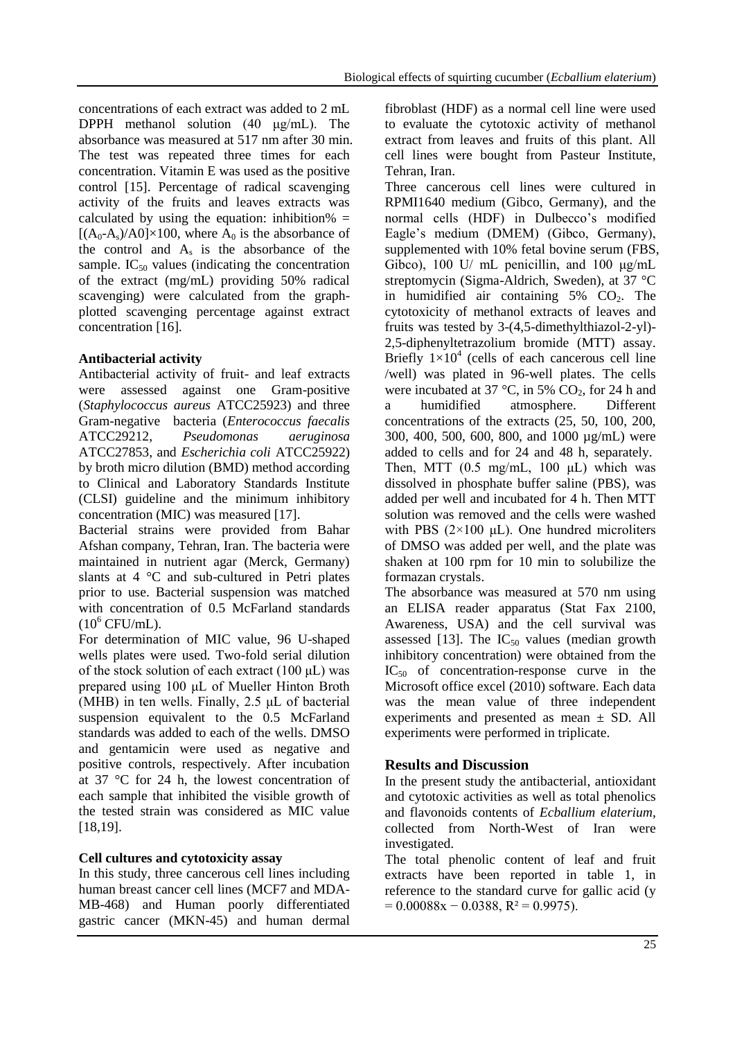concentrations of each extract was added to 2 mL DPPH methanol solution (40 µg/mL). The absorbance was measured at 517 nm after 30 min. The test was repeated three times for each concentration. Vitamin E was used as the positive control [15]. Percentage of radical scavenging activity of the fruits and leaves extracts was calculated by using the equation: inhibition% = $[(A_0-A_s)/A0]\times100$, where $A_0$ is the absorbance of the control and $A_s$ is the absorbance of the sample. $IC_{50}$ values (indicating the concentration of the extract (mg/mL) providing 50% radical scavenging) were calculated from the graph-plotted scavenging percentage against extract concentration [16].

**Antibacterial activity**

Antibacterial activity of fruit- and leaf extracts were assessed against one Gram-positive (*Staphylococcus aureus* ATCC25923) and three Gram-negative bacteria (*Enterococcus faecalis* ATCC29212, *Pseudomonas aeruginosa* ATCC27853, and *Escherichia coli* ATCC25922) by broth micro dilution (BMD) method according to Clinical and Laboratory Standards Institute (CLSI) guideline and the minimum inhibitory concentration (MIC) was measured [17].

Bacterial strains were provided from Bahar Afshan company, Tehran, Iran. The bacteria were maintained in nutrient agar (Merck, Germany) slants at 4 °C and sub-cultured in Petri plates prior to use. Bacterial suspension was matched with concentration of 0.5 McFarland standards ($10^6$ CFU/mL).

For determination of MIC value, 96 U-shaped wells plates were used. Two-fold serial dilution of the stock solution of each extract (100 µL) was prepared using 100 µL of Mueller Hinton Broth (MHB) in ten wells. Finally, 2.5 µL of bacterial suspension equivalent to the 0.5 McFarland standards was added to each of the wells. DMSO and gentamicin were used as negative and positive controls, respectively. After incubation at 37 °C for 24 h, the lowest concentration of each sample that inhibited the visible growth of the tested strain was considered as MIC value [18,19].

**Cell cultures and cytotoxicity assay**

In this study, three cancerous cell lines including human breast cancer cell lines (MCF7 and MDA-MB-468) and Human poorly differentiated gastric cancer (MKN-45) and human dermal fibroblast (HDF) as a normal cell line were used to evaluate the cytotoxic activity of methanol extract from leaves and fruits of this plant. All cell lines were bought from Pasteur Institute, Tehran, Iran.

Three cancerous cell lines were cultured in RPMI1640 medium (Gibco, Germany), and the normal cells (HDF) in Dulbecco's modified Eagle's medium (DMEM) (Gibco, Germany), supplemented with 10% fetal bovine serum (FBS, Gibco), 100 U/ mL penicillin, and 100 µg/mL streptomycin (Sigma-Aldrich, Sweden), at 37 °C in humidified air containing 5% $CO_2$. The cytotoxicity of methanol extracts of leaves and fruits was tested by 3-(4,5-dimethylthiazol-2-yl)-2,5-diphenyltetrazolium bromide (MTT) assay. Briefly $1\times10^4$ (cells of each cancerous cell line /well) was plated in 96-well plates. The cells were incubated at 37 °C, in 5% $CO_2$, for 24 h and a humidified atmosphere. Different concentrations of the extracts (25, 50, 100, 200, 300, 400, 500, 600, 800, and 1000 µg/mL) were added to cells and for 24 and 48 h, separately. Then, MTT (0.5 mg/mL, 100 µL) which was dissolved in phosphate buffer saline (PBS), was added per well and incubated for 4 h. Then MTT solution was removed and the cells were washed with PBS (2×100 µL). One hundred microliters of DMSO was added per well, and the plate was shaken at 100 rpm for 10 min to solubilize the formazan crystals.

The absorbance was measured at 570 nm using an ELISA reader apparatus (Stat Fax 2100, Awareness, USA) and the cell survival was assessed [13]. The $IC_{50}$ values (median growth inhibitory concentration) were obtained from the $IC_{50}$ of concentration-response curve in the Microsoft office excel (2010) software. Each data was the mean value of three independent experiments and presented as mean ± SD. All experiments were performed in triplicate.

## Results and Discussion

In the present study the antibacterial, antioxidant and cytotoxic activities as well as total phenolics and flavonoids contents of *Ecballium elaterium*, collected from North-West of Iran were investigated.

The total phenolic content of leaf and fruit extracts have been reported in table 1, in reference to the standard curve for gallic acid ($y = 0.00088x - 0.0388$, $R^2 = 0.9975$).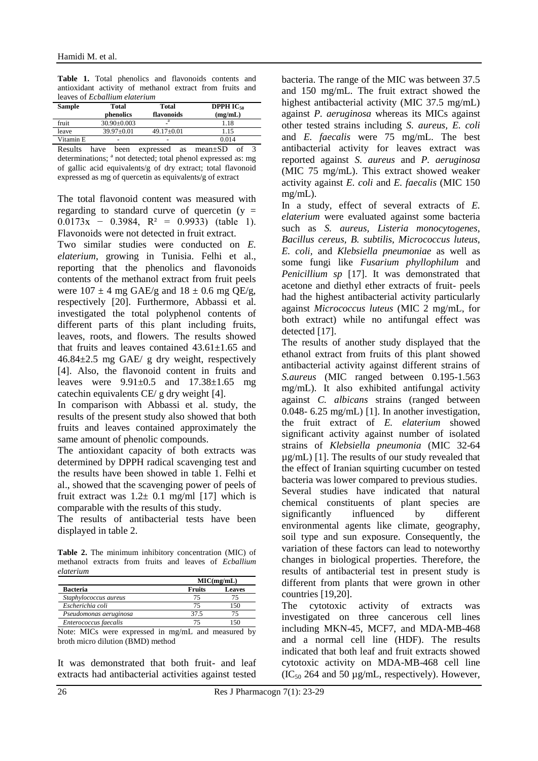**Table 1.** Total phenolics and flavonoids contents and antioxidant activity of methanol extract from fruits and leaves of *Ecballium elaterium*

| Sample | Total phenolics | Total flavonoids | DPPH $IC_{50}$ (mg/mL) |
|---|---|---|---|
| fruit | 30.90±0.003 | -[a] | 1.18 |
| leave | 39.97±0.01 | 49.17±0.01 | 1.15 |
| Vitamin E | - | - | 0.014 |

Results have been expressed as mean±SD of 3 determinations; [a] not detected; total phenol expressed as: mg of gallic acid equivalents/g of dry extract; total flavonoid expressed as mg of quercetin as equivalents/g of extract

The total flavonoid content was measured with regarding to standard curve of quercetin ($y = 0.0173x - 0.3984$, $R^2 = 0.9933$) (table 1). Flavonoids were not detected in fruit extract.

Two similar studies were conducted on *E. elaterium*, growing in Tunisia. Felhi et al., reporting that the phenolics and flavonoids contents of the methanol extract from fruit peels were 107 ± 4 mg GAE/g and 18 ± 0.6 mg QE/g, respectively [20]. Furthermore, Abbassi et al. investigated the total polyphenol contents of different parts of this plant including fruits, leaves, roots, and flowers. The results showed that fruits and leaves contained 43.61±1.65 and 46.84±2.5 mg GAE/ g dry weight, respectively [4]. Also, the flavonoid content in fruits and leaves were 9.91±0.5 and 17.38±1.65 mg catechin equivalents CE/ g dry weight [4].

In comparison with Abbassi et al. study, the results of the present study also showed that both fruits and leaves contained approximately the same amount of phenolic compounds.

The antioxidant capacity of both extracts was determined by DPPH radical scavenging test and the results have been showed in table 1. Felhi et al., showed that the scavenging power of peels of fruit extract was 1.2± 0.1 mg/ml [17] which is comparable with the results of this study.

The results of antibacterial tests have been displayed in table 2.

**Table 2.** The minimum inhibitory concentration (MIC) of methanol extracts from fruits and leaves of *Ecballium elaterium*

| | MIC(mg/mL) | |
|---|---|---|
| **Bacteria** | **Fruits** | **Leaves** |
| *Staphylococcus aureus* | 75 | 75 |
| *Escherichia coli* | 75 | 150 |
| *Pseudomonas aeruginosa* | 37.5 | 75 |
| *Enterococcus faecalis* | 75 | 150 |

Note: MICs were expressed in mg/mL and measured by broth micro dilution (BMD) method

It was demonstrated that both fruit- and leaf extracts had antibacterial activities against tested bacteria. The range of the MIC was between 37.5 and 150 mg/mL. The fruit extract showed the highest antibacterial activity (MIC 37.5 mg/mL) against *P. aeruginosa* whereas its MICs against other tested strains including *S. aureus*, *E. coli* and *E. faecalis* were 75 mg/mL. The best antibacterial activity for leaves extract was reported against *S. aureus* and *P. aeruginosa* (MIC 75 mg/mL). This extract showed weaker activity against *E. coli* and *E. faecalis* (MIC 150 mg/mL).

In a study, effect of several extracts of *E. elaterium* were evaluated against some bacteria such as *S. aureus, Listeria monocytogenes, Bacillus cereus, B. subtilis, Micrococcus luteus, E. coli,* and *Klebsiella pneumoniae* as well as some fungi like *Fusarium phyllophilum* and *Penicillium sp* [17]. It was demonstrated that acetone and diethyl ether extracts of fruit- peels had the highest antibacterial activity particularly against *Micrococcus luteus* (MIC 2 mg/mL, for both extract) while no antifungal effect was detected [17].

The results of another study displayed that the ethanol extract from fruits of this plant showed antibacterial activity against different strains of *S.aureus* (MIC ranged between 0.195-1.563 mg/mL). It also exhibited antifungal activity against *C. albicans* strains (ranged between 0.048- 6.25 mg/mL) [1]. In another investigation, the fruit extract of *E. elaterium* showed significant activity against number of isolated strains of *Klebsiella pneumonia* (MIC 32-64 µg/mL) [1]. The results of our study revealed that the effect of Iranian squirting cucumber on tested bacteria was lower compared to previous studies.

Several studies have indicated that natural chemical constituents of plant species are significantly influenced by different environmental agents like climate, geography, soil type and sun exposure. Consequently, the variation of these factors can lead to noteworthy changes in biological properties. Therefore, the results of antibacterial test in present study is different from plants that were grown in other countries [19,20].

The cytotoxic activity of extracts was investigated on three cancerous cell lines including MKN-45, MCF7, and MDA-MB-468 and a normal cell line (HDF). The results indicated that both leaf and fruit extracts showed cytotoxic activity on MDA-MB-468 cell line ($IC_{50}$ 264 and 50 µg/mL, respectively). However,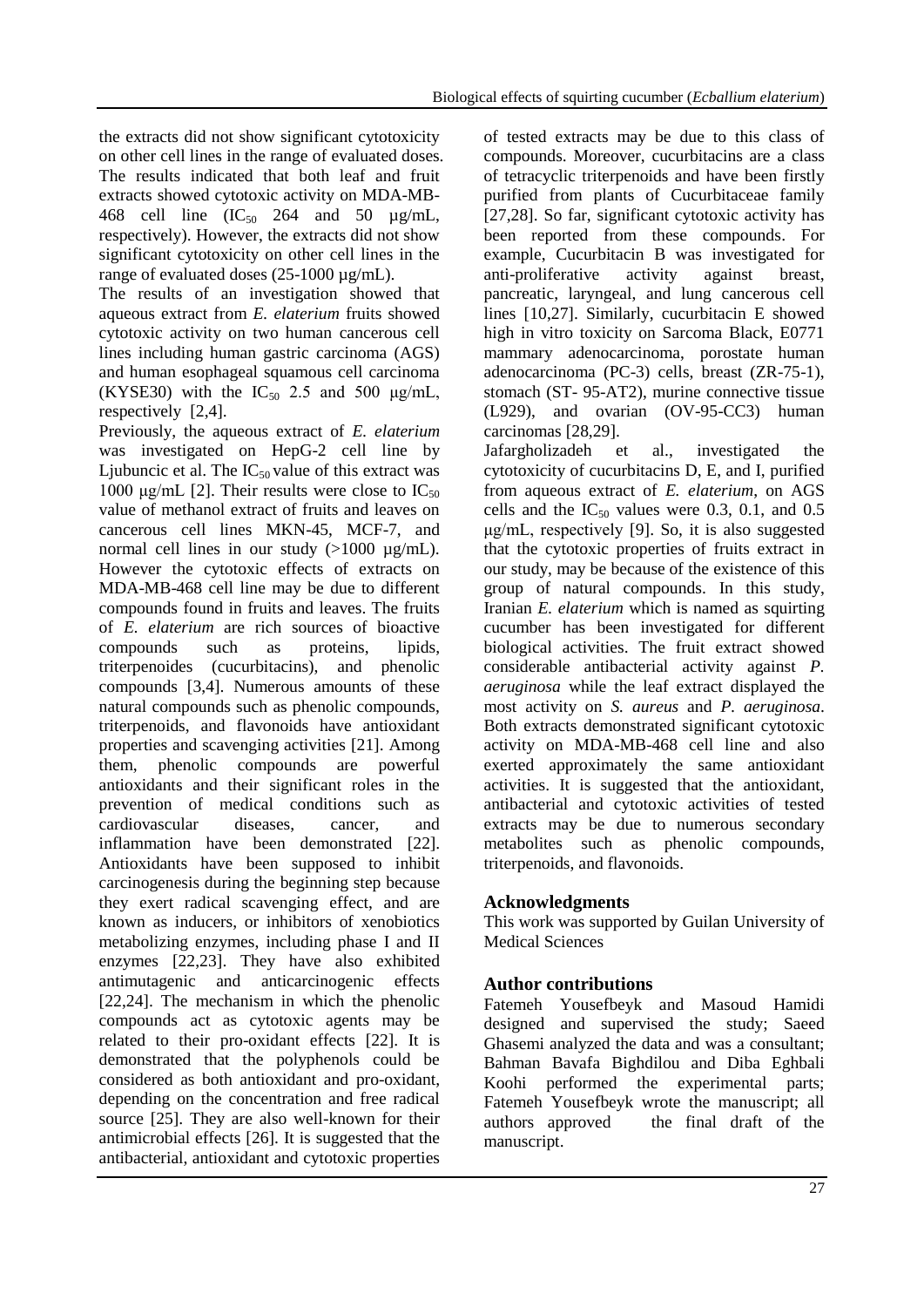the extracts did not show significant cytotoxicity on other cell lines in the range of evaluated doses. The results indicated that both leaf and fruit extracts showed cytotoxic activity on MDA-MB-468 cell line ($IC_{50}$ 264 and 50 µg/mL, respectively). However, the extracts did not show significant cytotoxicity on other cell lines in the range of evaluated doses (25-1000 µg/mL).

The results of an investigation showed that aqueous extract from *E. elaterium* fruits showed cytotoxic activity on two human cancerous cell lines including human gastric carcinoma (AGS) and human esophageal squamous cell carcinoma (KYSE30) with the $IC_{50}$ 2.5 and 500 µg/mL, respectively [2,4].

Previously, the aqueous extract of *E. elaterium* was investigated on HepG-2 cell line by Ljubuncic et al. The $IC_{50}$ value of this extract was 1000 µg/mL [2]. Their results were close to $IC_{50}$ value of methanol extract of fruits and leaves on cancerous cell lines MKN-45, MCF-7, and normal cell lines in our study (>1000 µg/mL). However the cytotoxic effects of extracts on MDA-MB-468 cell line may be due to different compounds found in fruits and leaves. The fruits of *E. elaterium* are rich sources of bioactive compounds such as proteins, lipids, triterpenoides (cucurbitacins), and phenolic compounds [3,4]. Numerous amounts of these natural compounds such as phenolic compounds, triterpenoids, and flavonoids have antioxidant properties and scavenging activities [21]. Among them, phenolic compounds are powerful antioxidants and their significant roles in the prevention of medical conditions such as cardiovascular diseases, cancer, and inflammation have been demonstrated [22]. Antioxidants have been supposed to inhibit carcinogenesis during the beginning step because they exert radical scavenging effect, and are known as inducers, or inhibitors of xenobiotics metabolizing enzymes, including phase I and II enzymes [22,23]. They have also exhibited antimutagenic and anticarcinogenic effects [22,24]. The mechanism in which the phenolic compounds act as cytotoxic agents may be related to their pro-oxidant effects [22]. It is demonstrated that the polyphenols could be considered as both antioxidant and pro-oxidant, depending on the concentration and free radical source [25]. They are also well-known for their antimicrobial effects [26]. It is suggested that the antibacterial, antioxidant and cytotoxic properties of tested extracts may be due to this class of compounds. Moreover, cucurbitacins are a class of tetracyclic triterpenoids and have been firstly purified from plants of Cucurbitaceae family [27,28]. So far, significant cytotoxic activity has been reported from these compounds. For example, Cucurbitacin B was investigated for anti-proliferative activity against breast, pancreatic, laryngeal, and lung cancerous cell lines [10,27]. Similarly, cucurbitacin E showed high in vitro toxicity on Sarcoma Black, E0771 mammary adenocarcinoma, porostate human adenocarcinoma (PC-3) cells, breast (ZR-75-1), stomach (ST- 95-AT2), murine connective tissue (L929), and ovarian (OV-95-CC3) human carcinomas [28,29].

Jafargholizadeh et al., investigated the cytotoxicity of cucurbitacins D, E, and I, purified from aqueous extract of *E. elaterium*, on AGS cells and the $IC_{50}$ values were 0.3, 0.1, and 0.5 µg/mL, respectively [9]. So, it is also suggested that the cytotoxic properties of fruits extract in our study, may be because of the existence of this group of natural compounds. In this study, Iranian *E. elaterium* which is named as squirting cucumber has been investigated for different biological activities. The fruit extract showed considerable antibacterial activity against *P. aeruginosa* while the leaf extract displayed the most activity on *S. aureus* and *P. aeruginosa*. Both extracts demonstrated significant cytotoxic activity on MDA-MB-468 cell line and also exerted approximately the same antioxidant activities. It is suggested that the antioxidant, antibacterial and cytotoxic activities of tested extracts may be due to numerous secondary metabolites such as phenolic compounds, triterpenoids, and flavonoids.

## Acknowledgments

This work was supported by Guilan University of Medical Sciences

## Author contributions

Fatemeh Yousefbeyk and Masoud Hamidi designed and supervised the study; Saeed Ghasemi analyzed the data and was a consultant; Bahman Bavafa Bighdilou and Diba Eghbali Koohi performed the experimental parts; Fatemeh Yousefbeyk wrote the manuscript; all authors approved the final draft of the manuscript.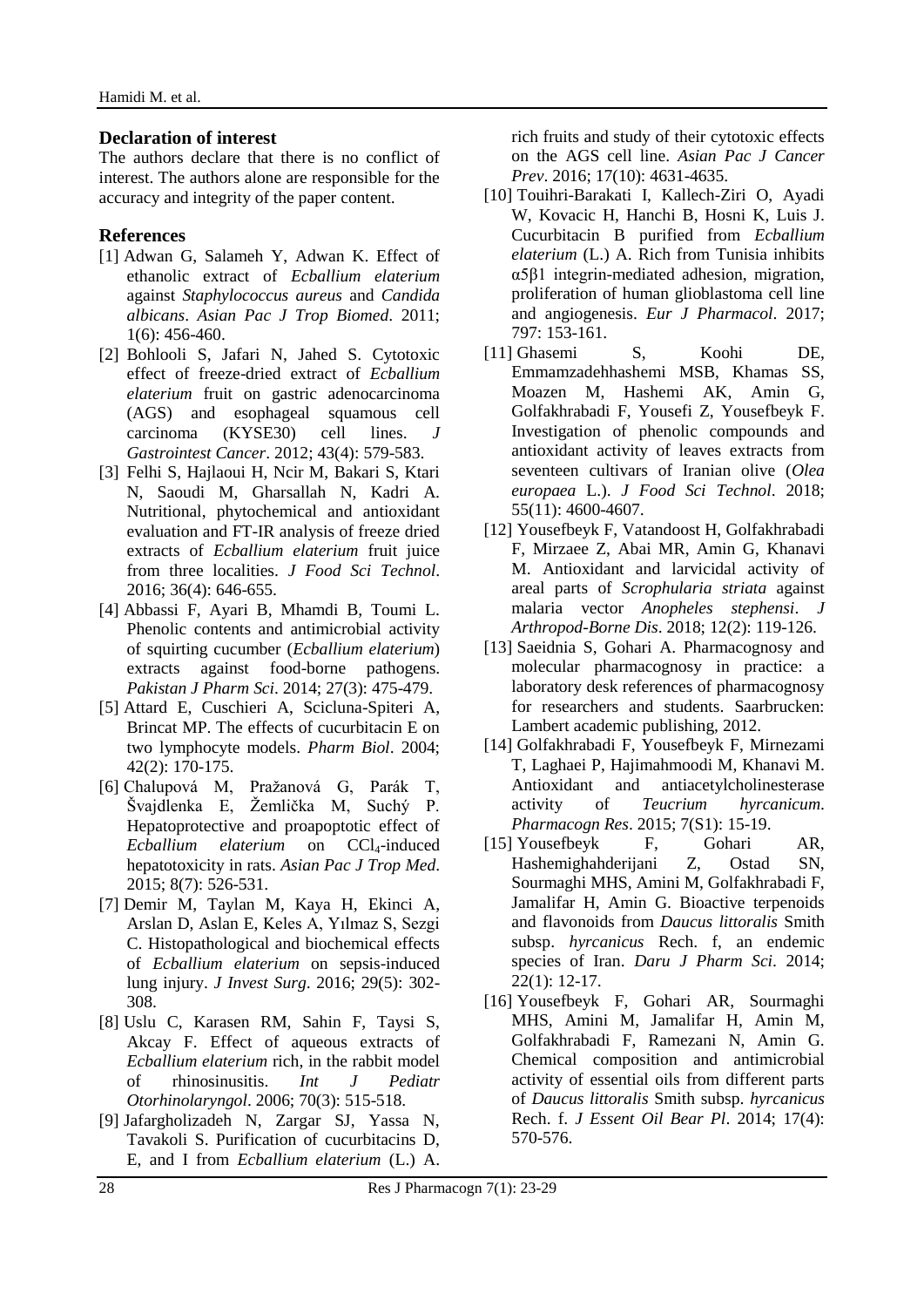## Declaration of interest

The authors declare that there is no conflict of interest. The authors alone are responsible for the accuracy and integrity of the paper content.

## References

[1] Adwan G, Salameh Y, Adwan K. Effect of ethanolic extract of *Ecballium elaterium* against *Staphylococcus aureus* and *Candida albicans*. *Asian Pac J Trop Biomed*. 2011; 1(6): 456-460.

[2] Bohlooli S, Jafari N, Jahed S. Cytotoxic effect of freeze-dried extract of *Ecballium elaterium* fruit on gastric adenocarcinoma (AGS) and esophageal squamous cell carcinoma (KYSE30) cell lines. *J Gastrointest Cancer*. 2012; 43(4): 579-583.

[3] Felhi S, Hajlaoui H, Ncir M, Bakari S, Ktari N, Saoudi M, Gharsallah N, Kadri A. Nutritional, phytochemical and antioxidant evaluation and FT-IR analysis of freeze dried extracts of *Ecballium elaterium* fruit juice from three localities. *J Food Sci Technol*. 2016; 36(4): 646-655.

[4] Abbassi F, Ayari B, Mhamdi B, Toumi L. Phenolic contents and antimicrobial activity of squirting cucumber (*Ecballium elaterium*) extracts against food-borne pathogens. *Pakistan J Pharm Sci*. 2014; 27(3): 475-479.

[5] Attard E, Cuschieri A, Scicluna-Spiteri A, Brincat MP. The effects of cucurbitacin E on two lymphocyte models. *Pharm Biol*. 2004; 42(2): 170-175.

[6] Chalupová M, Pražanová G, Parák T, Švajdlenka E, Žemlička M, Suchý P. Hepatoprotective and proapoptotic effect of *Ecballium elaterium* on $CCl_4$-induced hepatotoxicity in rats. *Asian Pac J Trop Med*. 2015; 8(7): 526-531.

[7] Demir M, Taylan M, Kaya H, Ekinci A, Arslan D, Aslan E, Keles A, Yılmaz S, Sezgi C. Histopathological and biochemical effects of *Ecballium elaterium* on sepsis-induced lung injury. *J Invest Surg*. 2016; 29(5): 302-308.

[8] Uslu C, Karasen RM, Sahin F, Taysi S, Akcay F. Effect of aqueous extracts of *Ecballium elaterium* rich, in the rabbit model of rhinosinusitis. *Int J Pediatr Otorhinolaryngol*. 2006; 70(3): 515-518.

[9] Jafargholizadeh N, Zargar SJ, Yassa N, Tavakoli S. Purification of cucurbitacins D, E, and I from *Ecballium elaterium* (L.) A. rich fruits and study of their cytotoxic effects on the AGS cell line. *Asian Pac J Cancer Prev*. 2016; 17(10): 4631-4635.

[10] Touihri-Barakati I, Kallech-Ziri O, Ayadi W, Kovacic H, Hanchi B, Hosni K, Luis J. Cucurbitacin B purified from *Ecballium elaterium* (L.) A. Rich from Tunisia inhibits α5β1 integrin-mediated adhesion, migration, proliferation of human glioblastoma cell line and angiogenesis. *Eur J Pharmacol*. 2017; 797: 153-161.

[11] Ghasemi S, Koohi DE, Emmamzadehhashemi MSB, Khamas SS, Moazen M, Hashemi AK, Amin G, Golfakhrabadi F, Yousefi Z, Yousefbeyk F. Investigation of phenolic compounds and antioxidant activity of leaves extracts from seventeen cultivars of Iranian olive (*Olea europaea* L.). *J Food Sci Technol*. 2018; 55(11): 4600-4607.

[12] Yousefbeyk F, Vatandoost H, Golfakhrabadi F, Mirzaee Z, Abai MR, Amin G, Khanavi M. Antioxidant and larvicidal activity of areal parts of *Scrophularia striata* against malaria vector *Anopheles stephensi*. *J Arthropod-Borne Dis*. 2018; 12(2): 119-126.

[13] Saeidnia S, Gohari A. Pharmacognosy and molecular pharmacognosy in practice: a laboratory desk references of pharmacognosy for researchers and students. Saarbrucken: Lambert academic publishing, 2012.

[14] Golfakhrabadi F, Yousefbeyk F, Mirnezami T, Laghaei P, Hajimahmoodi M, Khanavi M. Antioxidant and antiacetylcholinesterase activity of *Teucrium hyrcanicum*. *Pharmacogn Res*. 2015; 7(S1): 15-19.

[15] Yousefbeyk F, Gohari AR, Hashemighahderijani Z, Ostad SN, Sourmaghi MHS, Amini M, Golfakhrabadi F, Jamalifar H, Amin G. Bioactive terpenoids and flavonoids from *Daucus littoralis* Smith subsp. *hyrcanicus* Rech. f, an endemic species of Iran. *Daru J Pharm Sci*. 2014; 22(1): 12-17.

[16] Yousefbeyk F, Gohari AR, Sourmaghi MHS, Amini M, Jamalifar H, Amin M, Golfakhrabadi F, Ramezani N, Amin G. Chemical composition and antimicrobial activity of essential oils from different parts of *Daucus littoralis* Smith subsp. *hyrcanicus* Rech. f. *J Essent Oil Bear Pl*. 2014; 17(4): 570-576.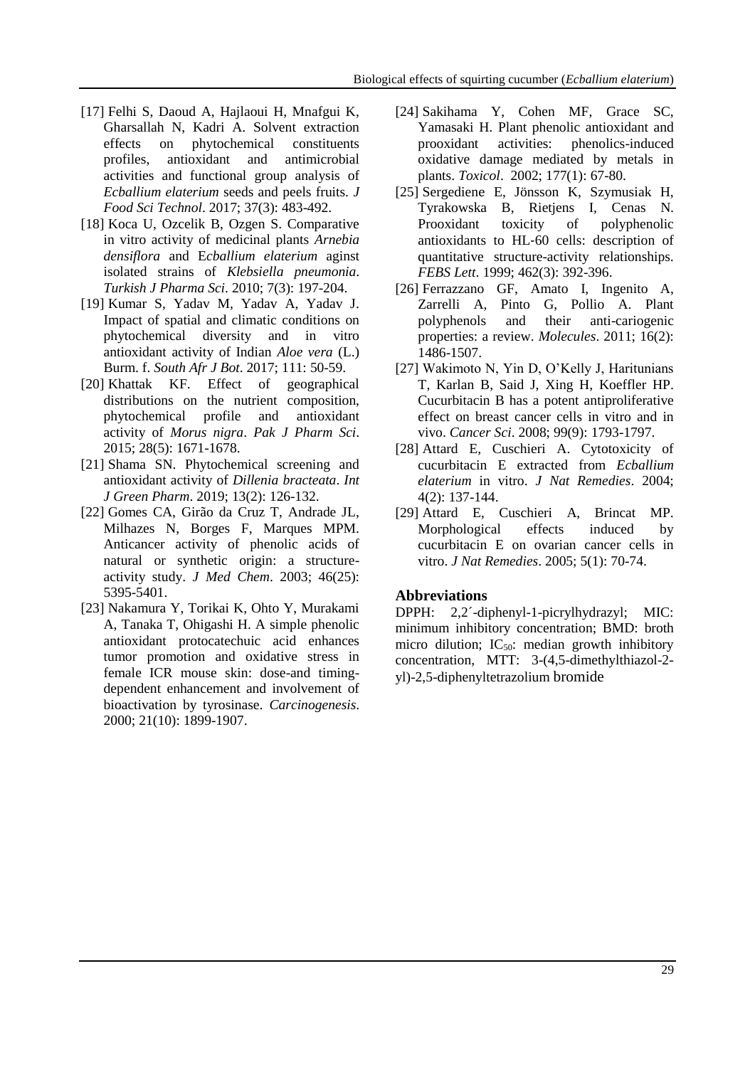[17] Felhi S, Daoud A, Hajlaoui H, Mnafgui K, Gharsallah N, Kadri A. Solvent extraction effects on phytochemical constituents profiles, antioxidant and antimicrobial activities and functional group analysis of *Ecballium elaterium* seeds and peels fruits. *J Food Sci Technol*. 2017; 37(3): 483-492.

[18] Koca U, Ozcelik B, Ozgen S. Comparative in vitro activity of medicinal plants *Arnebia densiflora* and E*cballium elaterium* aginst isolated strains of *Klebsiella pneumonia*. *Turkish J Pharma Sci*. 2010; 7(3): 197-204.

[19] Kumar S, Yadav M, Yadav A, Yadav J. Impact of spatial and climatic conditions on phytochemical diversity and in vitro antioxidant activity of Indian *Aloe vera* (L.) Burm. f. *South Afr J Bot*. 2017; 111: 50-59.

[20] Khattak KF. Effect of geographical distributions on the nutrient composition, phytochemical profile and antioxidant activity of *Morus nigra*. *Pak J Pharm Sci*. 2015; 28(5): 1671-1678.

[21] Shama SN. Phytochemical screening and antioxidant activity of *Dillenia bracteata*. *Int J Green Pharm*. 2019; 13(2): 126-132.

[22] Gomes CA, Girão da Cruz T, Andrade JL, Milhazes N, Borges F, Marques MPM. Anticancer activity of phenolic acids of natural or synthetic origin: a structure-activity study. *J Med Chem*. 2003; 46(25): 5395-5401.

[23] Nakamura Y, Torikai K, Ohto Y, Murakami A, Tanaka T, Ohigashi H. A simple phenolic antioxidant protocatechuic acid enhances tumor promotion and oxidative stress in female ICR mouse skin: dose-and timing-dependent enhancement and involvement of bioactivation by tyrosinase. *Carcinogenesis*. 2000; 21(10): 1899-1907.

[24] Sakihama Y, Cohen MF, Grace SC, Yamasaki H. Plant phenolic antioxidant and prooxidant activities: phenolics-induced oxidative damage mediated by metals in plants. *Toxicol*. 2002; 177(1): 67-80.

[25] Sergediene E, Jönsson K, Szymusiak H, Tyrakowska B, Rietjens I, Cenas N. Prooxidant toxicity of polyphenolic antioxidants to HL-60 cells: description of quantitative structure-activity relationships. *FEBS Lett*. 1999; 462(3): 392-396.

[26] Ferrazzano GF, Amato I, Ingenito A, Zarrelli A, Pinto G, Pollio A. Plant polyphenols and their anti-cariogenic properties: a review. *Molecules*. 2011; 16(2): 1486-1507.

[27] Wakimoto N, Yin D, O'Kelly J, Haritunians T, Karlan B, Said J, Xing H, Koeffler HP. Cucurbitacin B has a potent antiproliferative effect on breast cancer cells in vitro and in vivo. *Cancer Sci*. 2008; 99(9): 1793-1797.

[28] Attard E, Cuschieri A. Cytotoxicity of cucurbitacin E extracted from *Ecballium elaterium* in vitro. *J Nat Remedies*. 2004; 4(2): 137-144.

[29] Attard E, Cuschieri A, Brincat MP. Morphological effects induced by cucurbitacin E on ovarian cancer cells in vitro. *J Nat Remedies*. 2005; 5(1): 70-74.

## Abbreviations

DPPH: 2,2´-diphenyl-1-picrylhydrazyl; MIC: minimum inhibitory concentration; BMD: broth micro dilution; $IC_{50}$: median growth inhibitory concentration, MTT: 3-(4,5-dimethylthiazol-2-yl)-2,5-diphenyltetrazolium bromide